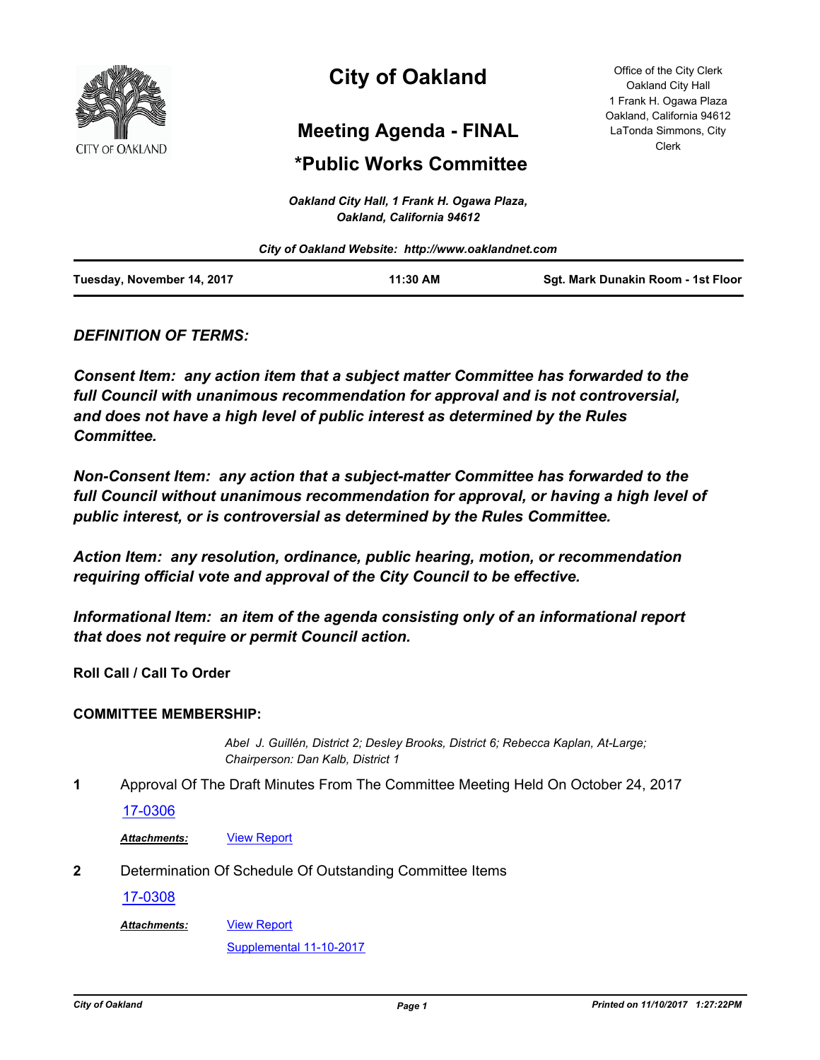# City of Oakland

## Meeting Agenda - FINAL

## *Public Works Committee

Office of the City Clerk
Oakland City Hall
1 Frank H. Ogawa Plaza
Oakland, California 94612
LaTonda Simmons, City Clerk

*Oakland City Hall, 1 Frank H. Ogawa Plaza, Oakland, California 94612*

*City of Oakland Website: http://www.oaklandnet.com*

**Tuesday, November 14, 2017** | **11:30 AM** | **Sgt. Mark Dunakin Room - 1st Floor**

***DEFINITION OF TERMS:***

***Consent Item: any action item that a subject matter Committee has forwarded to the full Council with unanimous recommendation for approval and is not controversial, and does not have a high level of public interest as determined by the Rules Committee.***

***Non-Consent Item: any action that a subject-matter Committee has forwarded to the full Council without unanimous recommendation for approval, or having a high level of public interest, or is controversial as determined by the Rules Committee.***

***Action Item: any resolution, ordinance, public hearing, motion, or recommendation requiring official vote and approval of the City Council to be effective.***

***Informational Item: an item of the agenda consisting only of an informational report that does not require or permit Council action.***

**Roll Call / Call To Order**

**COMMITTEE MEMBERSHIP:**

*Abel J. Guillén, District 2; Desley Brooks, District 6; Rebecca Kaplan, At-Large; Chairperson: Dan Kalb, District 1*

**1** Approval Of The Draft Minutes From The Committee Meeting Held On October 24, 2017

17-0306

***Attachments:*** View Report

**2** Determination Of Schedule Of Outstanding Committee Items

17-0308

***Attachments:*** View Report
Supplemental 11-10-2017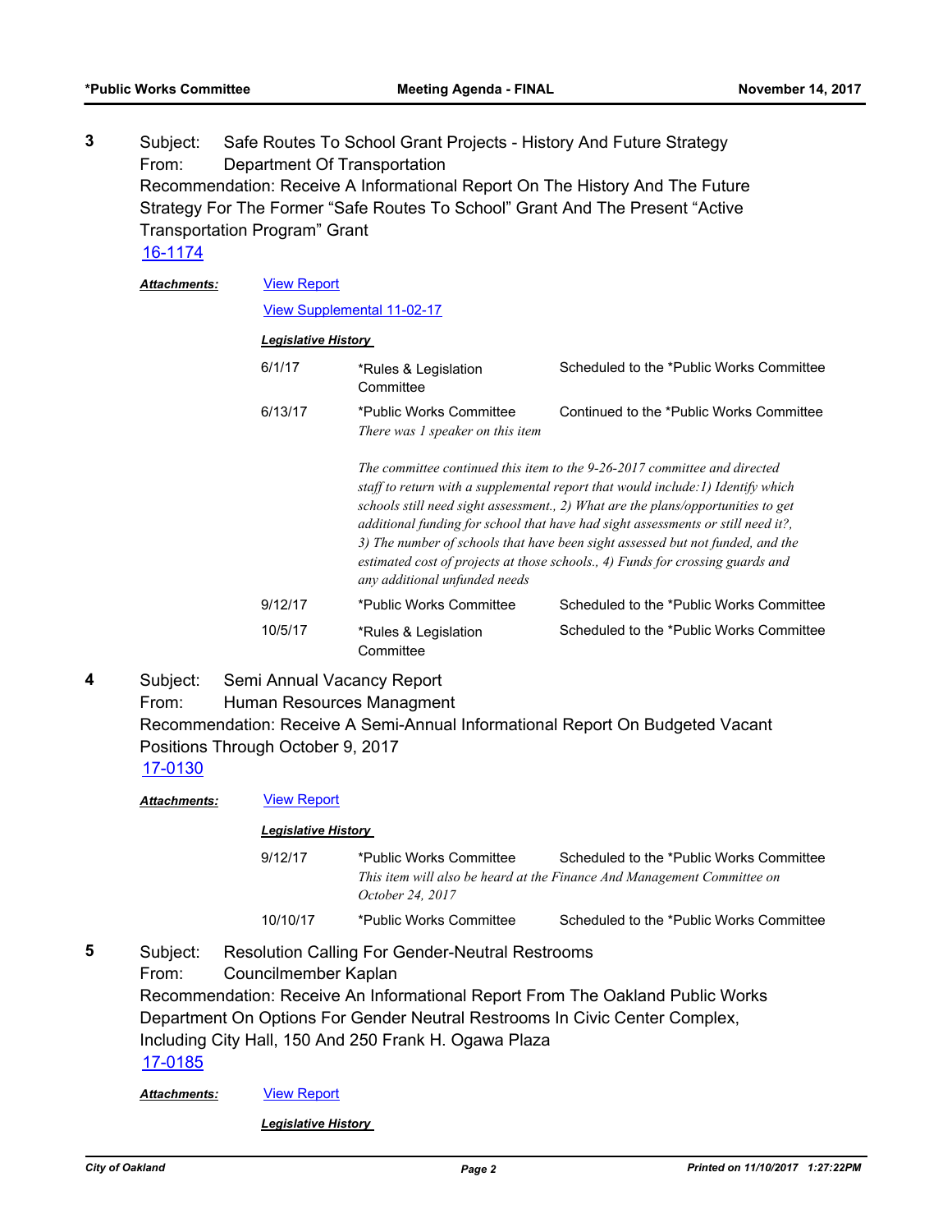**3** Subject: Safe Routes To School Grant Projects - History And Future Strategy
From: Department Of Transportation
Recommendation: Receive A Informational Report On The History And The Future Strategy For The Former "Safe Routes To School" Grant And The Present "Active Transportation Program" Grant
[16-1174]

***Attachments:*** [View Report]
[View Supplemental 11-02-17]

***Legislative History***

| | | |
|---|---|---|
| 6/1/17 | *Rules & Legislation Committee | Scheduled to the *Public Works Committee |
| 6/13/17 | *Public Works Committee<br>*There was 1 speaker on this item*<br><br>*The committee continued this item to the 9-26-2017 committee and directed staff to return with a supplemental report that would include:1) Identify which schools still need sight assessment., 2) What are the plans/opportunities to get additional funding for school that have had sight assessments or still need it?, 3) The number of schools that have been sight assessed but not funded, and the estimated cost of projects at those schools., 4) Funds for crossing guards and any additional unfunded needs* | Continued to the *Public Works Committee |
| 9/12/17 | *Public Works Committee | Scheduled to the *Public Works Committee |
| 10/5/17 | *Rules & Legislation Committee | Scheduled to the *Public Works Committee |

**4** Subject: Semi Annual Vacancy Report
From: Human Resources Managment
Recommendation: Receive A Semi-Annual Informational Report On Budgeted Vacant Positions Through October 9, 2017
[17-0130]

***Attachments:*** [View Report]

***Legislative History***

| | | |
|---|---|---|
| 9/12/17 | *Public Works Committee<br>*This item will also be heard at the Finance And Management Committee on October 24, 2017* | Scheduled to the *Public Works Committee |
| 10/10/17 | *Public Works Committee | Scheduled to the *Public Works Committee |

**5** Subject: Resolution Calling For Gender-Neutral Restrooms
From: Councilmember Kaplan
Recommendation: Receive An Informational Report From The Oakland Public Works Department On Options For Gender Neutral Restrooms In Civic Center Complex, Including City Hall, 150 And 250 Frank H. Ogawa Plaza
[17-0185]

***Attachments:*** [View Report]

***Legislative History***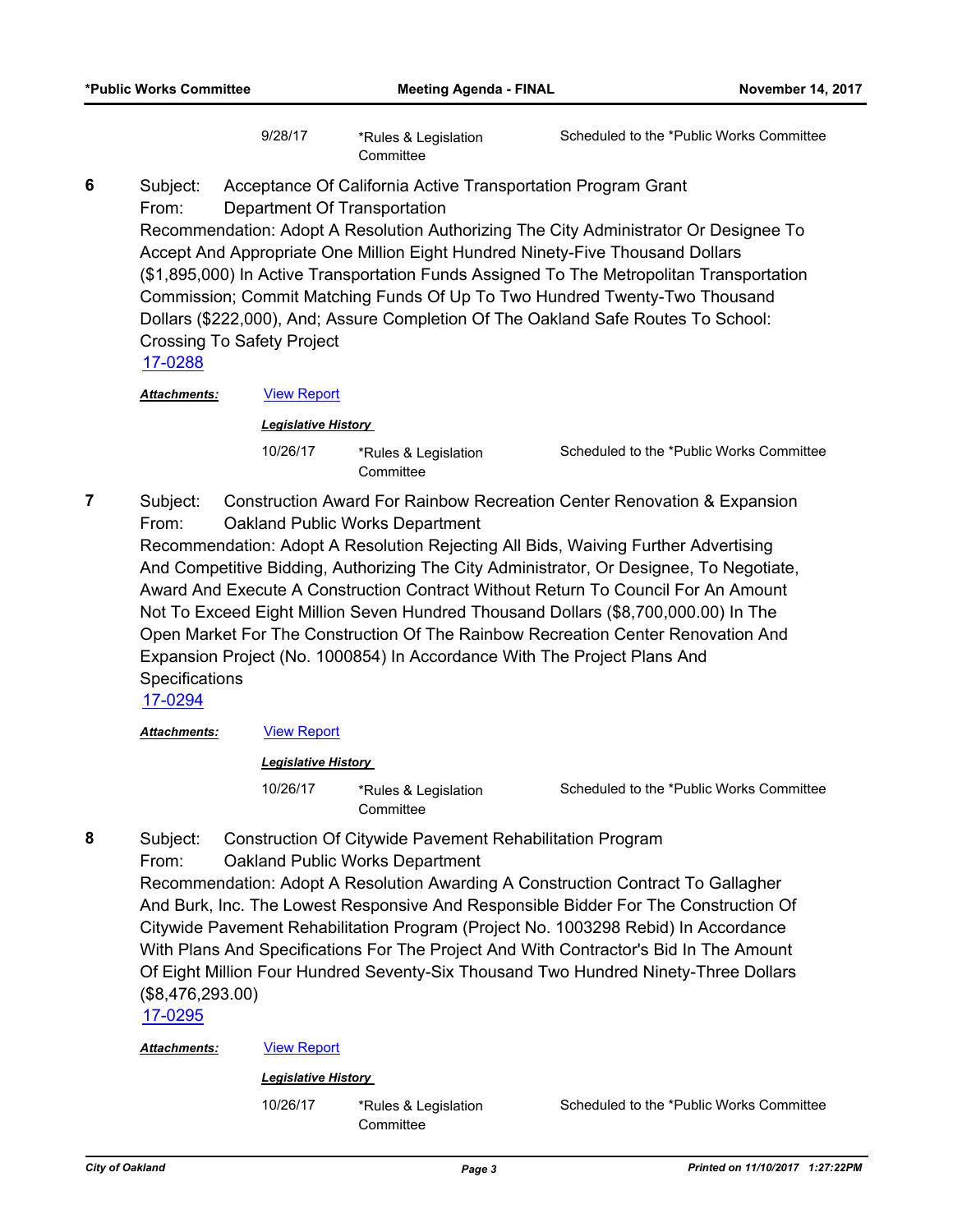| | | |
|---|---|---|
| 9/28/17 | *Rules & Legislation Committee | Scheduled to the *Public Works Committee |

**6** Subject: Acceptance Of California Active Transportation Program Grant
From: Department Of Transportation
Recommendation: Adopt A Resolution Authorizing The City Administrator Or Designee To Accept And Appropriate One Million Eight Hundred Ninety-Five Thousand Dollars ($1,895,000) In Active Transportation Funds Assigned To The Metropolitan Transportation Commission; Commit Matching Funds Of Up To Two Hundred Twenty-Two Thousand Dollars ($222,000), And; Assure Completion Of The Oakland Safe Routes To School: Crossing To Safety Project
17-0288

***Attachments:*** View Report

***Legislative History***

| | | |
|---|---|---|
| 10/26/17 | *Rules & Legislation Committee | Scheduled to the *Public Works Committee |

**7** Subject: Construction Award For Rainbow Recreation Center Renovation & Expansion
From: Oakland Public Works Department
Recommendation: Adopt A Resolution Rejecting All Bids, Waiving Further Advertising And Competitive Bidding, Authorizing The City Administrator, Or Designee, To Negotiate, Award And Execute A Construction Contract Without Return To Council For An Amount Not To Exceed Eight Million Seven Hundred Thousand Dollars ($8,700,000.00) In The Open Market For The Construction Of The Rainbow Recreation Center Renovation And Expansion Project (No. 1000854) In Accordance With The Project Plans And Specifications
17-0294

***Attachments:*** View Report

***Legislative History***

| | | |
|---|---|---|
| 10/26/17 | *Rules & Legislation Committee | Scheduled to the *Public Works Committee |

**8** Subject: Construction Of Citywide Pavement Rehabilitation Program
From: Oakland Public Works Department
Recommendation: Adopt A Resolution Awarding A Construction Contract To Gallagher And Burk, Inc. The Lowest Responsive And Responsible Bidder For The Construction Of Citywide Pavement Rehabilitation Program (Project No. 1003298 Rebid) In Accordance With Plans And Specifications For The Project And With Contractor's Bid In The Amount Of Eight Million Four Hundred Seventy-Six Thousand Two Hundred Ninety-Three Dollars ($8,476,293.00)
17-0295

***Attachments:*** View Report

***Legislative History***

| | | |
|---|---|---|
| 10/26/17 | *Rules & Legislation Committee | Scheduled to the *Public Works Committee |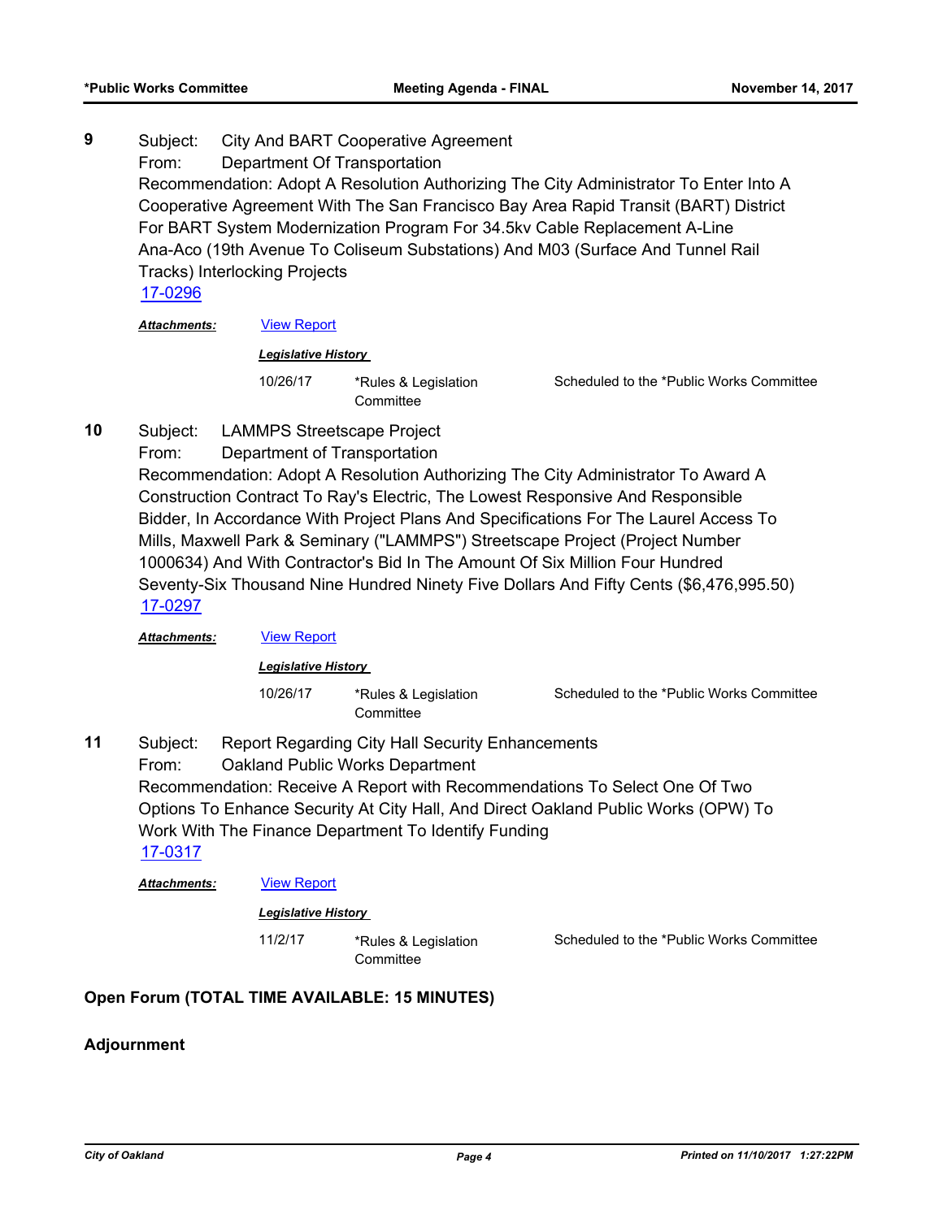**9** Subject: City And BART Cooperative Agreement
From: Department Of Transportation
Recommendation: Adopt A Resolution Authorizing The City Administrator To Enter Into A Cooperative Agreement With The San Francisco Bay Area Rapid Transit (BART) District For BART System Modernization Program For 34.5kv Cable Replacement A-Line Ana-Aco (19th Avenue To Coliseum Substations) And M03 (Surface And Tunnel Rail Tracks) Interlocking Projects
[17-0296]

***Attachments:*** [View Report]

***Legislative History***

| | | |
|---|---|---|
| 10/26/17 | *Rules & Legislation Committee | Scheduled to the *Public Works Committee |

**10** Subject: LAMMPS Streetscape Project
From: Department of Transportation
Recommendation: Adopt A Resolution Authorizing The City Administrator To Award A Construction Contract To Ray's Electric, The Lowest Responsive And Responsible Bidder, In Accordance With Project Plans And Specifications For The Laurel Access To Mills, Maxwell Park & Seminary ("LAMMPS") Streetscape Project (Project Number 1000634) And With Contractor's Bid In The Amount Of Six Million Four Hundred Seventy-Six Thousand Nine Hundred Ninety Five Dollars And Fifty Cents ($6,476,995.50)
[17-0297]

***Attachments:*** [View Report]

***Legislative History***

| | | |
|---|---|---|
| 10/26/17 | *Rules & Legislation Committee | Scheduled to the *Public Works Committee |

**11** Subject: Report Regarding City Hall Security Enhancements
From: Oakland Public Works Department
Recommendation: Receive A Report with Recommendations To Select One Of Two Options To Enhance Security At City Hall, And Direct Oakland Public Works (OPW) To Work With The Finance Department To Identify Funding
[17-0317]

***Attachments:*** [View Report]

***Legislative History***

| | | |
|---|---|---|
| 11/2/17 | *Rules & Legislation Committee | Scheduled to the *Public Works Committee |

**Open Forum (TOTAL TIME AVAILABLE: 15 MINUTES)**

**Adjournment**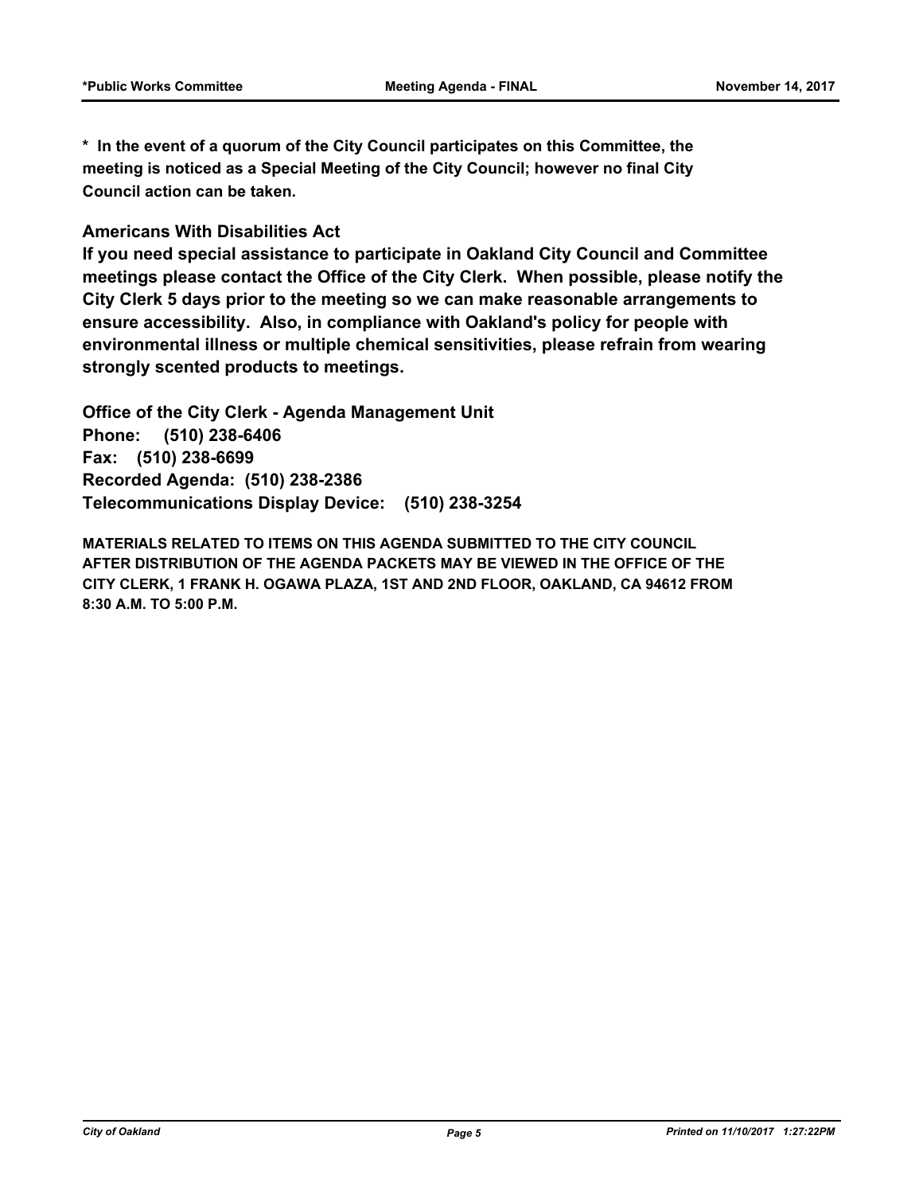**\* In the event of a quorum of the City Council participates on this Committee, the meeting is noticed as a Special Meeting of the City Council; however no final City Council action can be taken.**

**Americans With Disabilities Act**

**If you need special assistance to participate in Oakland City Council and Committee meetings please contact the Office of the City Clerk. When possible, please notify the City Clerk 5 days prior to the meeting so we can make reasonable arrangements to ensure accessibility. Also, in compliance with Oakland's policy for people with environmental illness or multiple chemical sensitivities, please refrain from wearing strongly scented products to meetings.**

**Office of the City Clerk - Agenda Management Unit**
**Phone: (510) 238-6406**
**Fax: (510) 238-6699**
**Recorded Agenda: (510) 238-2386**
**Telecommunications Display Device: (510) 238-3254**

**MATERIALS RELATED TO ITEMS ON THIS AGENDA SUBMITTED TO THE CITY COUNCIL AFTER DISTRIBUTION OF THE AGENDA PACKETS MAY BE VIEWED IN THE OFFICE OF THE CITY CLERK, 1 FRANK H. OGAWA PLAZA, 1ST AND 2ND FLOOR, OAKLAND, CA 94612 FROM 8:30 A.M. TO 5:00 P.M.**